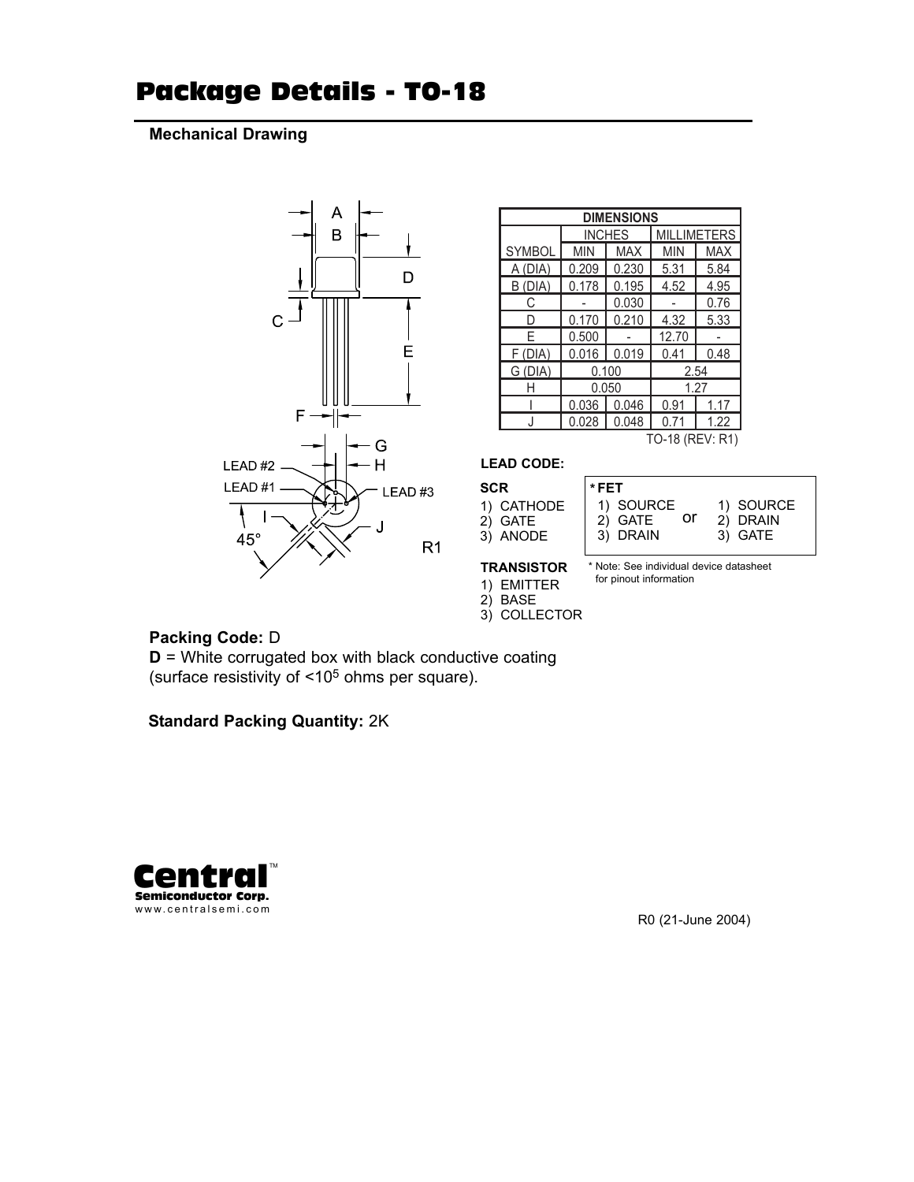# Package Details - TO-18

**Mechanical Drawing**

| DIMENSIONS | | | | |
|---|---|---|---|---|
| | INCHES | | MILLIMETERS | |
| SYMBOL | MIN | MAX | MIN | MAX |
| A (DIA) | 0.209 | 0.230 | 5.31 | 5.84 |
| B (DIA) | 0.178 | 0.195 | 4.52 | 4.95 |
| C | - | 0.030 | - | 0.76 |
| D | 0.170 | 0.210 | 4.32 | 5.33 |
| E | 0.500 | - | 12.70 | - |
| F (DIA) | 0.016 | 0.019 | 0.41 | 0.48 |
| G (DIA) | 0.100 | | 2.54 | |
| H | 0.050 | | 1.27 | |
| I | 0.036 | 0.046 | 0.91 | 1.17 |
| J | 0.028 | 0.048 | 0.71 | 1.22 |

TO-18 (REV: R1)

**LEAD CODE:**

**SCR**
1) CATHODE
2) GATE
3) ANODE

**TRANSISTOR**
1) EMITTER
2) BASE
3) COLLECTOR

**\* FET**
1) SOURCE
2) GATE
3) DRAIN

or

1) SOURCE
2) DRAIN
3) GATE

\* Note: See individual device datasheet for pinout information

**Packing Code:** D

**D** = White corrugated box with black conductive coating (surface resistivity of <$10^5$ ohms per square).

**Standard Packing Quantity:** 2K

R0 (21-June 2004)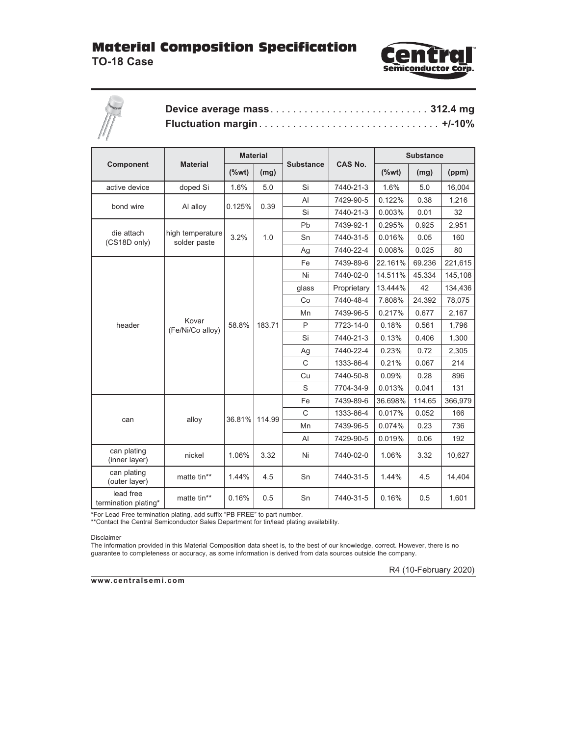# Material Composition Specification

**TO-18 Case**

**Device average mass.......................... 312.4 mg**
**Fluctuation margin.............................. +/-10%**

| Component | Material | Material | | Substance | CAS No. | Substance | | |
|---|---|---|---|---|---|---|---|---|
| | | (%wt) | (mg) | | | (%wt) | (mg) | (ppm) |
| active device | doped Si | 1.6% | 5.0 | Si | 7440-21-3 | 1.6% | 5.0 | 16,004 |
| bond wire | Al alloy | 0.125% | 0.39 | Al | 7429-90-5 | 0.122% | 0.38 | 1,216 |
| | | | | Si | 7440-21-3 | 0.003% | 0.01 | 32 |
| die attach (CS18D only) | high temperature solder paste | 3.2% | 1.0 | Pb | 7439-92-1 | 0.295% | 0.925 | 2,951 |
| | | | | Sn | 7440-31-5 | 0.016% | 0.05 | 160 |
| | | | | Ag | 7440-22-4 | 0.008% | 0.025 | 80 |
| header | Kovar (Fe/Ni/Co alloy) | 58.8% | 183.71 | Fe | 7439-89-6 | 22.161% | 69.236 | 221,615 |
| | | | | Ni | 7440-02-0 | 14.511% | 45.334 | 145,108 |
| | | | | glass | Proprietary | 13.444% | 42 | 134,436 |
| | | | | Co | 7440-48-4 | 7.808% | 24.392 | 78,075 |
| | | | | Mn | 7439-96-5 | 0.217% | 0.677 | 2,167 |
| | | | | P | 7723-14-0 | 0.18% | 0.561 | 1,796 |
| | | | | Si | 7440-21-3 | 0.13% | 0.406 | 1,300 |
| | | | | Ag | 7440-22-4 | 0.23% | 0.72 | 2,305 |
| | | | | C | 1333-86-4 | 0.21% | 0.067 | 214 |
| | | | | Cu | 7440-50-8 | 0.09% | 0.28 | 896 |
| | | | | S | 7704-34-9 | 0.013% | 0.041 | 131 |
| can | alloy | 36.81% | 114.99 | Fe | 7439-89-6 | 36.698% | 114.65 | 366,979 |
| | | | | C | 1333-86-4 | 0.017% | 0.052 | 166 |
| | | | | Mn | 7439-96-5 | 0.074% | 0.23 | 736 |
| | | | | Al | 7429-90-5 | 0.019% | 0.06 | 192 |
| can plating (inner layer) | nickel | 1.06% | 3.32 | Ni | 7440-02-0 | 1.06% | 3.32 | 10,627 |
| can plating (outer layer) | matte tin** | 1.44% | 4.5 | Sn | 7440-31-5 | 1.44% | 4.5 | 14,404 |
| lead free termination plating* | matte tin** | 0.16% | 0.5 | Sn | 7440-31-5 | 0.16% | 0.5 | 1,601 |

*For Lead Free termination plating, add suffix "PB FREE" to part number.
**Contact the Central Semiconductor Sales Department for tin/lead plating availability.

Disclaimer
The information provided in this Material Composition data sheet is, to the best of our knowledge, correct. However, there is no guarantee to completeness or accuracy, as some information is derived from data sources outside the company.

R4 (10-February 2020)

www.centralsemi.com